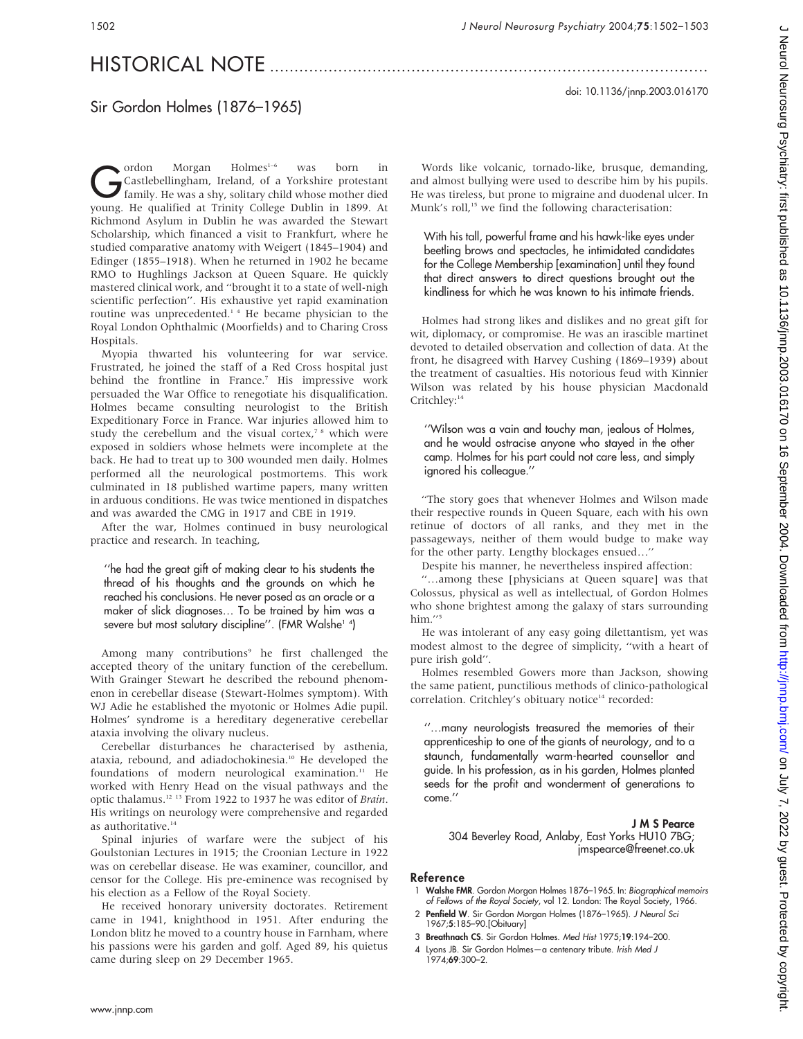# HISTORICAL NOTE

doi: 10.1136/jnnp.2003.016170

## Sir Gordon Holmes (1876–1965)

Gordon Morgan Holmes[1–6] was born in Castlebellingham, Ireland, of a Yorkshire protestant family. He was a shy, solitary child whose mother died young. He qualified at Trinity College Dublin in 1899. At Richmond Asylum in Dublin he was awarded the Stewart Scholarship, which financed a visit to Frankfurt, where he studied comparative anatomy with Weigert (1845–1904) and Edinger (1855–1918). When he returned in 1902 he became RMO to Hughlings Jackson at Queen Square. He quickly mastered clinical work, and "brought it to a state of well-nigh scientific perfection". His exhaustive yet rapid examination routine was unprecedented.[1 4] He became physician to the Royal London Ophthalmic (Moorfields) and to Charing Cross Hospitals.

Myopia thwarted his volunteering for war service. Frustrated, he joined the staff of a Red Cross hospital just behind the frontline in France.[7] His impressive work persuaded the War Office to renegotiate his disqualification. Holmes became consulting neurologist to the British Expeditionary Force in France. War injuries allowed him to study the cerebellum and the visual cortex,[7 8] which were exposed in soldiers whose helmets were incomplete at the back. He had to treat up to 300 wounded men daily. Holmes performed all the neurological postmortems. This work culminated in 18 published wartime papers, many written in arduous conditions. He was twice mentioned in dispatches and was awarded the CMG in 1917 and CBE in 1919.

After the war, Holmes continued in busy neurological practice and research. In teaching,

> "he had the great gift of making clear to his students the thread of his thoughts and the grounds on which he reached his conclusions. He never posed as an oracle or a maker of slick diagnoses… To be trained by him was a severe but most salutary discipline". (FMR Walshe[1 4])

Among many contributions[9] he first challenged the accepted theory of the unitary function of the cerebellum. With Grainger Stewart he described the rebound phenomenon in cerebellar disease (Stewart-Holmes symptom). With WJ Adie he established the myotonic or Holmes Adie pupil. Holmes' syndrome is a hereditary degenerative cerebellar ataxia involving the olivary nucleus.

Cerebellar disturbances he characterised by asthenia, ataxia, rebound, and adiadochokinesia.[10] He developed the foundations of modern neurological examination.[11] He worked with Henry Head on the visual pathways and the optic thalamus.[12 13] From 1922 to 1937 he was editor of *Brain*. His writings on neurology were comprehensive and regarded as authoritative.[14]

Spinal injuries of warfare were the subject of his Goulstonian Lectures in 1915; the Croonian Lecture in 1922 was on cerebellar disease. He was examiner, councillor, and censor for the College. His pre-eminence was recognised by his election as a Fellow of the Royal Society.

He received honorary university doctorates. Retirement came in 1941, knighthood in 1951. After enduring the London blitz he moved to a country house in Farnham, where his passions were his garden and golf. Aged 89, his quietus came during sleep on 29 December 1965.

Words like volcanic, tornado-like, brusque, demanding, and almost bullying were used to describe him by his pupils. He was tireless, but prone to migraine and duodenal ulcer. In Munk's roll,[15] we find the following characterisation:

> With his tall, powerful frame and his hawk-like eyes under beetling brows and spectacles, he intimidated candidates for the College Membership [examination] until they found that direct answers to direct questions brought out the kindliness for which he was known to his intimate friends.

Holmes had strong likes and dislikes and no great gift for wit, diplomacy, or compromise. He was an irascible martinet devoted to detailed observation and collection of data. At the front, he disagreed with Harvey Cushing (1869–1939) about the treatment of casualties. His notorious feud with Kinnier Wilson was related by his house physician Macdonald Critchley:[14]

> "Wilson was a vain and touchy man, jealous of Holmes, and he would ostracise anyone who stayed in the other camp. Holmes for his part could not care less, and simply ignored his colleague."

"The story goes that whenever Holmes and Wilson made their respective rounds in Queen Square, each with his own retinue of doctors of all ranks, and they met in the passageways, neither of them would budge to make way for the other party. Lengthy blockages ensued…"

Despite his manner, he nevertheless inspired affection:

"…among these [physicians at Queen square] was that Colossus, physical as well as intellectual, of Gordon Holmes who shone brightest among the galaxy of stars surrounding him."[5]

He was intolerant of any easy going dilettantism, yet was modest almost to the degree of simplicity, "with a heart of pure irish gold".

Holmes resembled Gowers more than Jackson, showing the same patient, punctilious methods of clinico-pathological correlation. Critchley's obituary notice[14] recorded:

> "…many neurologists treasured the memories of their apprenticeship to one of the giants of neurology, and to a staunch, fundamentally warm-hearted counsellor and guide. In his profession, as in his garden, Holmes planted seeds for the profit and wonderment of generations to come."

**J M S Pearce**
304 Beverley Road, Anlaby, East Yorks HU10 7BG; jmspearce@freenet.co.uk

### Reference

1. **Walshe FMR**. Gordon Morgan Holmes 1876–1965. In: *Biographical memoirs of Fellows of the Royal Society*, vol 12. London: The Royal Society, 1966.
2. **Penfield W**. Sir Gordon Morgan Holmes (1876–1965). *J Neurol Sci* 1967;**5**:185–90.[Obituary]
3. **Breathnach CS**. Sir Gordon Holmes. *Med Hist* 1975;**19**:194–200.
4. Lyons JB. Sir Gordon Holmes—a centenary tribute. *Irish Med J* 1974;**69**:300–2.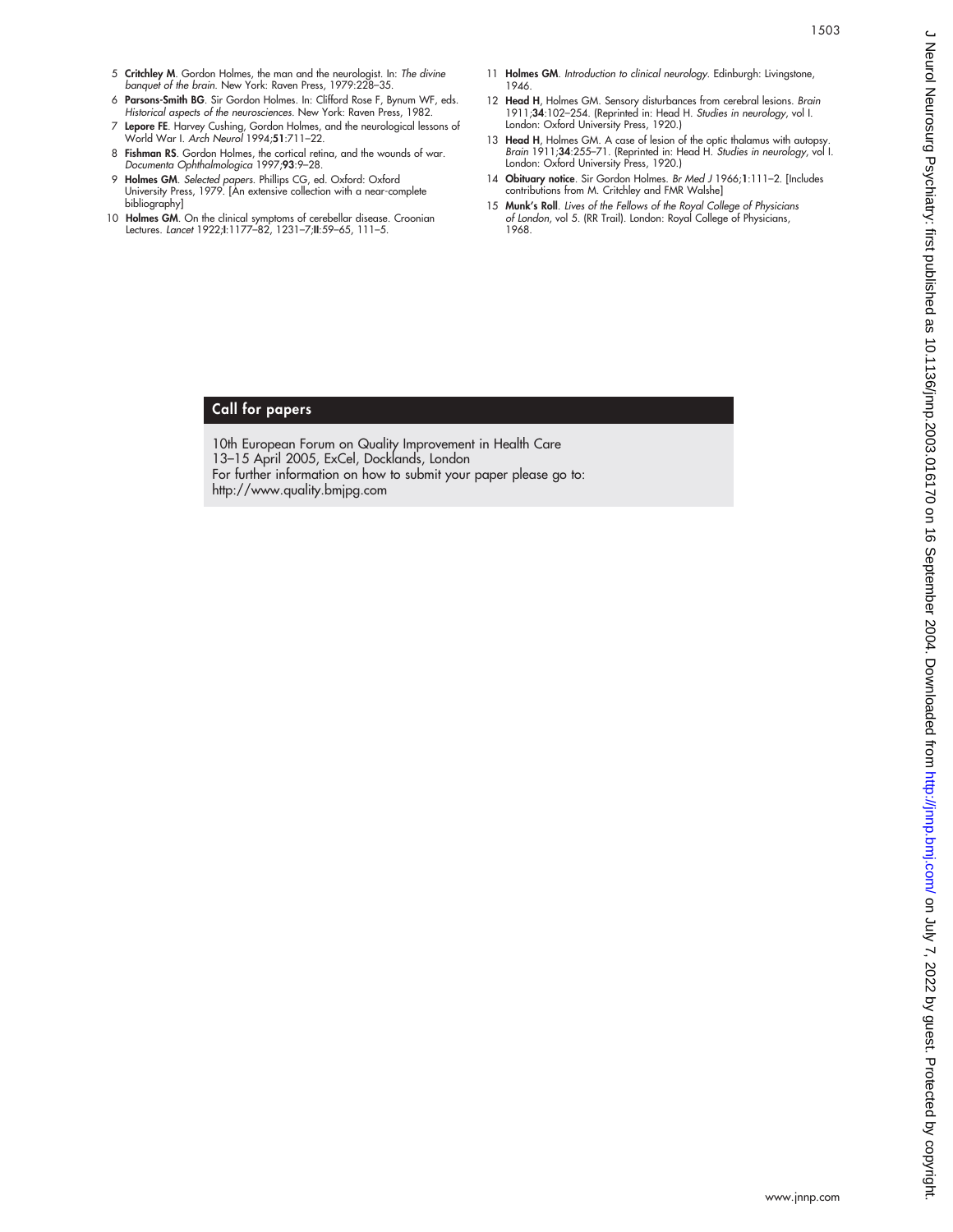5 **Critchley M**. Gordon Holmes, the man and the neurologist. In: *The divine banquet of the brain*. New York: Raven Press, 1979:228–35.

6 **Parsons-Smith BG**. Sir Gordon Holmes. In: Clifford Rose F, Bynum WF, eds. *Historical aspects of the neurosciences*. New York: Raven Press, 1982.

7 **Lepore FE**. Harvey Cushing, Gordon Holmes, and the neurological lessons of World War I. *Arch Neurol* 1994;**51**:711–22.

8 **Fishman RS**. Gordon Holmes, the cortical retina, and the wounds of war. *Documenta Ophthalmologica* 1997;**93**:9–28.

9 **Holmes GM**. *Selected papers*. Phillips CG, ed. Oxford: Oxford University Press, 1979. [An extensive collection with a near-complete bibliography]

10 **Holmes GM**. On the clinical symptoms of cerebellar disease. Croonian Lectures. *Lancet* 1922;**I**:1177–82, 1231–7;**II**:59–65, 111–5.

11 **Holmes GM**. *Introduction to clinical neurology*. Edinburgh: Livingstone, 1946.

12 **Head H**, Holmes GM. Sensory disturbances from cerebral lesions. *Brain* 1911;**34**:102–254. (Reprinted in: Head H. *Studies in neurology*, vol I. London: Oxford University Press, 1920.)

13 **Head H**, Holmes GM. A case of lesion of the optic thalamus with autopsy. *Brain* 1911;**34**:255–71. (Reprinted in: Head H. *Studies in neurology*, vol I. London: Oxford University Press, 1920.)

14 **Obituary notice**. Sir Gordon Holmes. *Br Med J* 1966;**1**:111–2. [Includes contributions from M. Critchley and FMR Walshe]

15 **Munk's Roll**. *Lives of the Fellows of the Royal College of Physicians of London*, vol 5. (RR Trail). London: Royal College of Physicians, 1968.

## Call for papers

10th European Forum on Quality Improvement in Health Care
13–15 April 2005, ExCel, Docklands, London
For further information on how to submit your paper please go to:
http://www.quality.bmjpg.com